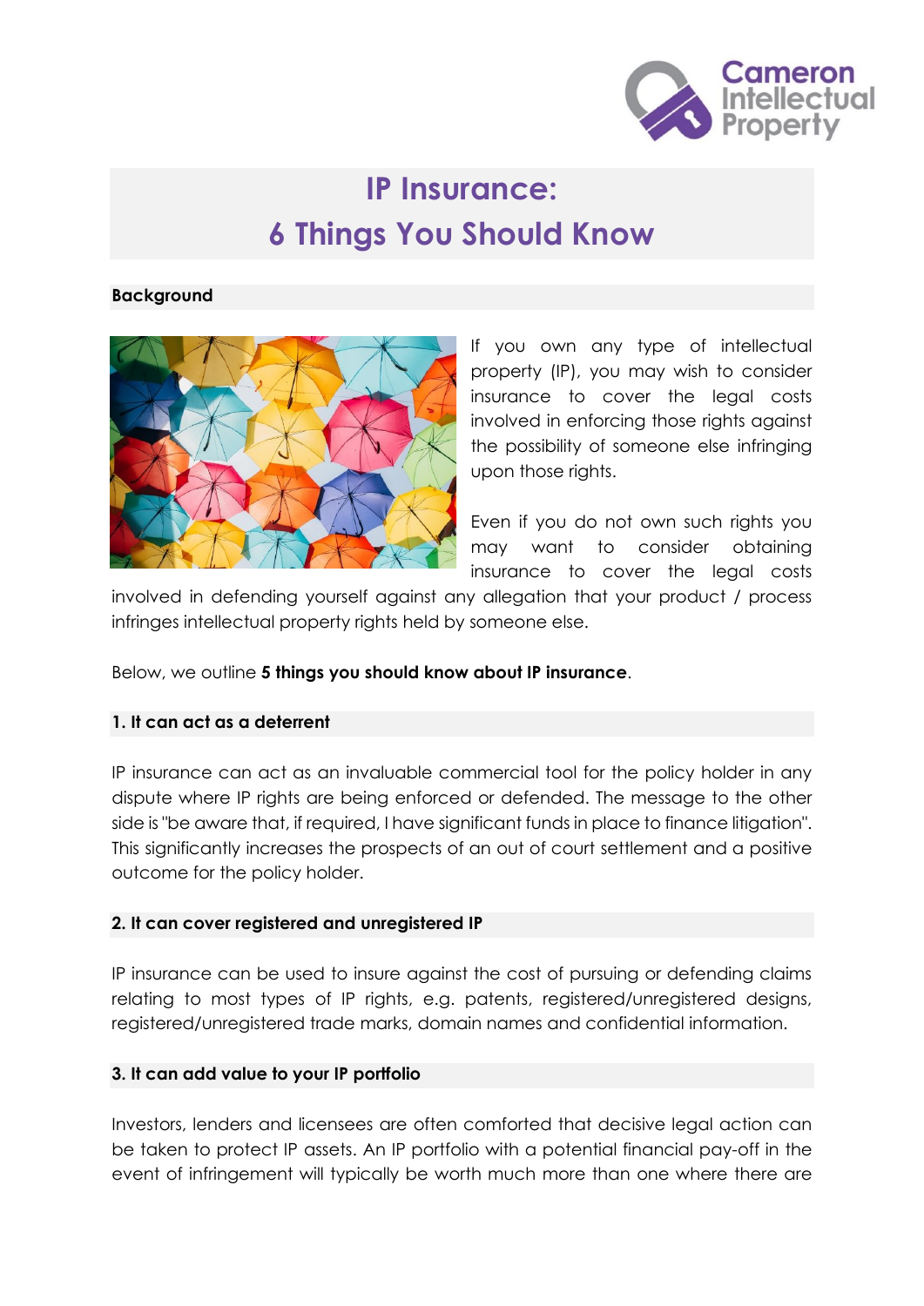# IP Insurance: 6 Things You Should Know

## Background

If you own any type of intellectual property (IP), you may wish to consider insurance to cover the legal costs involved in enforcing those rights against the possibility of someone else infringing upon those rights.

Even if you do not own such rights you may want to consider obtaining insurance to cover the legal costs involved in defending yourself against any allegation that your product / process infringes intellectual property rights held by someone else.

Below, we outline **5 things you should know about IP insurance**.

### 1. It can act as a deterrent

IP insurance can act as an invaluable commercial tool for the policy holder in any dispute where IP rights are being enforced or defended. The message to the other side is "be aware that, if required, I have significant funds in place to finance litigation". This significantly increases the prospects of an out of court settlement and a positive outcome for the policy holder.

### 2. It can cover registered and unregistered IP

IP insurance can be used to insure against the cost of pursuing or defending claims relating to most types of IP rights, e.g. patents, registered/unregistered designs, registered/unregistered trade marks, domain names and confidential information.

### 3. It can add value to your IP portfolio

Investors, lenders and licensees are often comforted that decisive legal action can be taken to protect IP assets. An IP portfolio with a potential financial pay-off in the event of infringement will typically be worth much more than one where there are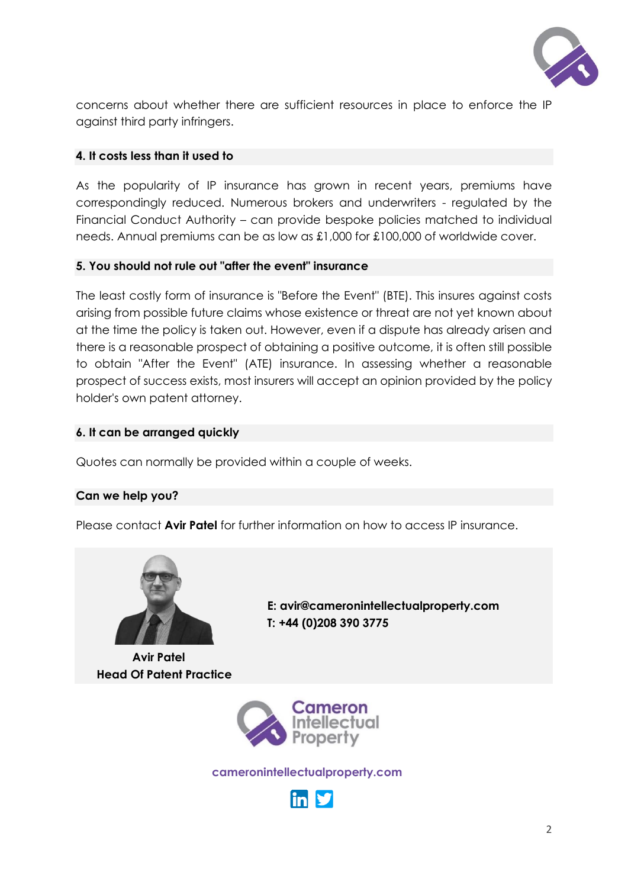concerns about whether there are sufficient resources in place to enforce the IP against third party infringers.

### 4. It costs less than it used to

As the popularity of IP insurance has grown in recent years, premiums have correspondingly reduced. Numerous brokers and underwriters - regulated by the Financial Conduct Authority – can provide bespoke policies matched to individual needs. Annual premiums can be as low as £1,000 for £100,000 of worldwide cover.

### 5. You should not rule out "after the event" insurance

The least costly form of insurance is "Before the Event" (BTE). This insures against costs arising from possible future claims whose existence or threat are not yet known about at the time the policy is taken out. However, even if a dispute has already arisen and there is a reasonable prospect of obtaining a positive outcome, it is often still possible to obtain "After the Event" (ATE) insurance. In assessing whether a reasonable prospect of success exists, most insurers will accept an opinion provided by the policy holder's own patent attorney.

### 6. It can be arranged quickly

Quotes can normally be provided within a couple of weeks.

### Can we help you?

Please contact **Avir Patel** for further information on how to access IP insurance.

**E: avir@cameronintellectualproperty.com**
**T: +44 (0)208 390 3775**

**Avir Patel**
**Head Of Patent Practice**

Cameron Intellectual Property

cameronintellectualproperty.com